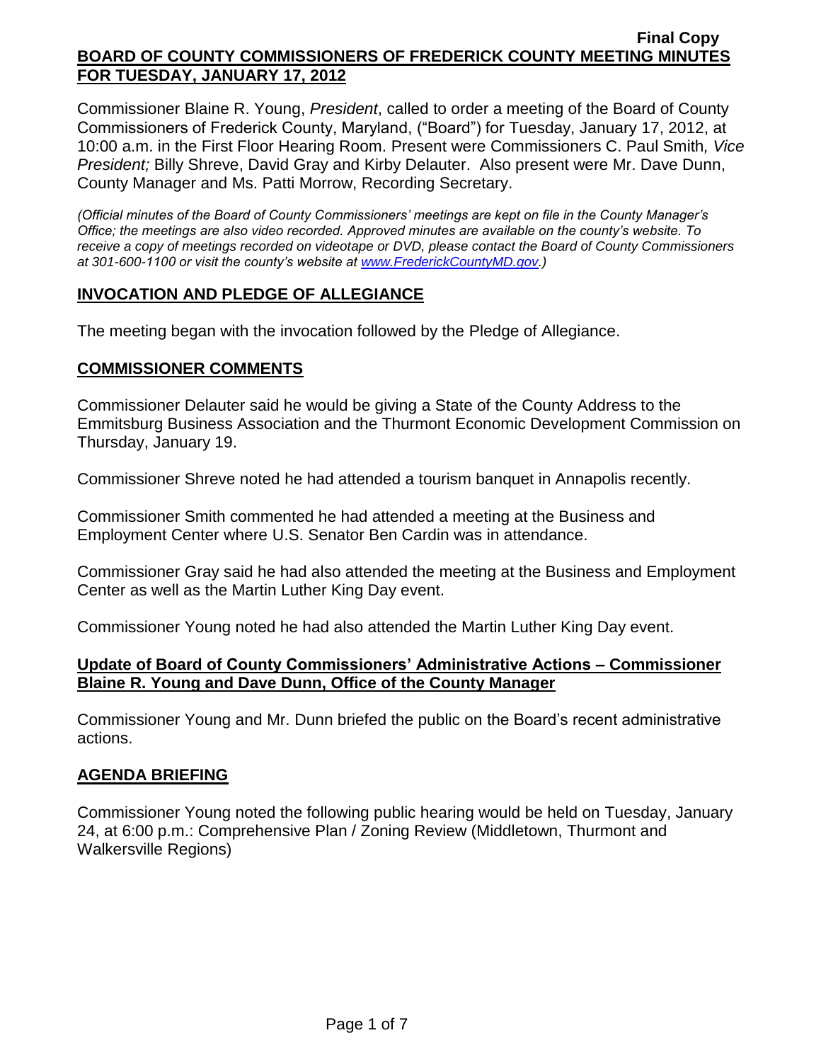Final Copy

**BOARD OF COUNTY COMMISSIONERS OF FREDERICK COUNTY MEETING MINUTES FOR TUESDAY, JANUARY 17, 2012**

Commissioner Blaine R. Young, *President*, called to order a meeting of the Board of County Commissioners of Frederick County, Maryland, ("Board") for Tuesday, January 17, 2012, at 10:00 a.m. in the First Floor Hearing Room. Present were Commissioners C. Paul Smith*, Vice President;* Billy Shreve, David Gray and Kirby Delauter. Also present were Mr. Dave Dunn, County Manager and Ms. Patti Morrow, Recording Secretary.

*(Official minutes of the Board of County Commissioners' meetings are kept on file in the County Manager's Office; the meetings are also video recorded. Approved minutes are available on the county's website. To receive a copy of meetings recorded on videotape or DVD, please contact the Board of County Commissioners at 301-600-1100 or visit the county's website at www.FrederickCountyMD.gov.)*

## INVOCATION AND PLEDGE OF ALLEGIANCE

The meeting began with the invocation followed by the Pledge of Allegiance.

## COMMISSIONER COMMENTS

Commissioner Delauter said he would be giving a State of the County Address to the Emmitsburg Business Association and the Thurmont Economic Development Commission on Thursday, January 19.

Commissioner Shreve noted he had attended a tourism banquet in Annapolis recently.

Commissioner Smith commented he had attended a meeting at the Business and Employment Center where U.S. Senator Ben Cardin was in attendance.

Commissioner Gray said he had also attended the meeting at the Business and Employment Center as well as the Martin Luther King Day event.

Commissioner Young noted he had also attended the Martin Luther King Day event.

## Update of Board of County Commissioners' Administrative Actions – Commissioner Blaine R. Young and Dave Dunn, Office of the County Manager

Commissioner Young and Mr. Dunn briefed the public on the Board's recent administrative actions.

## AGENDA BRIEFING

Commissioner Young noted the following public hearing would be held on Tuesday, January 24, at 6:00 p.m.: Comprehensive Plan / Zoning Review (Middletown, Thurmont and Walkersville Regions)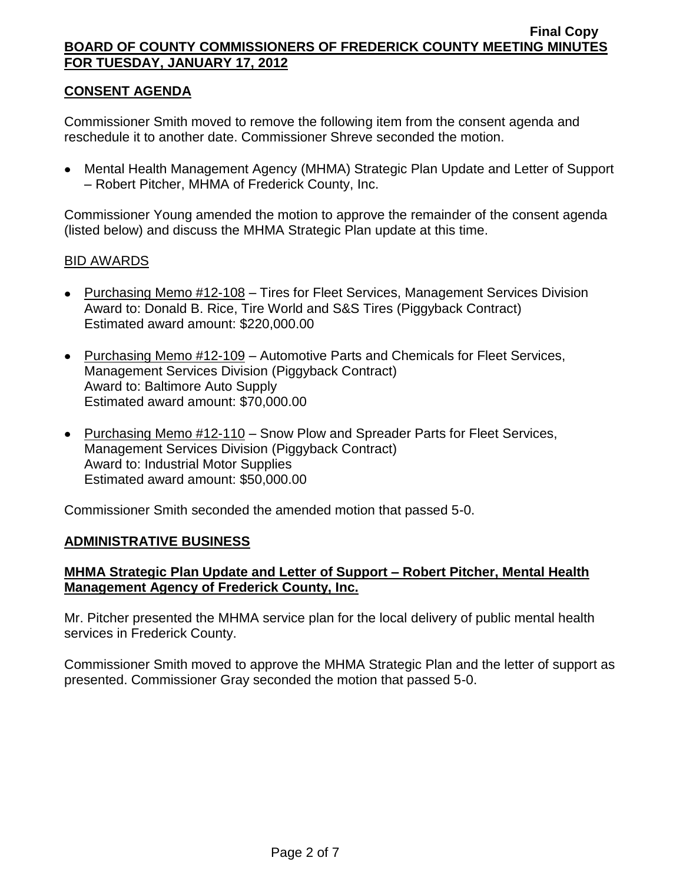## CONSENT AGENDA

Commissioner Smith moved to remove the following item from the consent agenda and reschedule it to another date. Commissioner Shreve seconded the motion.

- Mental Health Management Agency (MHMA) Strategic Plan Update and Letter of Support – Robert Pitcher, MHMA of Frederick County, Inc.

Commissioner Young amended the motion to approve the remainder of the consent agenda (listed below) and discuss the MHMA Strategic Plan update at this time.

### BID AWARDS

- Purchasing Memo #12-108 – Tires for Fleet Services, Management Services Division
  Award to: Donald B. Rice, Tire World and S&S Tires (Piggyback Contract)
  Estimated award amount: $220,000.00

- Purchasing Memo #12-109 – Automotive Parts and Chemicals for Fleet Services, Management Services Division (Piggyback Contract)
  Award to: Baltimore Auto Supply
  Estimated award amount: $70,000.00

- Purchasing Memo #12-110 – Snow Plow and Spreader Parts for Fleet Services, Management Services Division (Piggyback Contract)
  Award to: Industrial Motor Supplies
  Estimated award amount: $50,000.00

Commissioner Smith seconded the amended motion that passed 5-0.

## ADMINISTRATIVE BUSINESS

### MHMA Strategic Plan Update and Letter of Support – Robert Pitcher, Mental Health Management Agency of Frederick County, Inc.

Mr. Pitcher presented the MHMA service plan for the local delivery of public mental health services in Frederick County.

Commissioner Smith moved to approve the MHMA Strategic Plan and the letter of support as presented. Commissioner Gray seconded the motion that passed 5-0.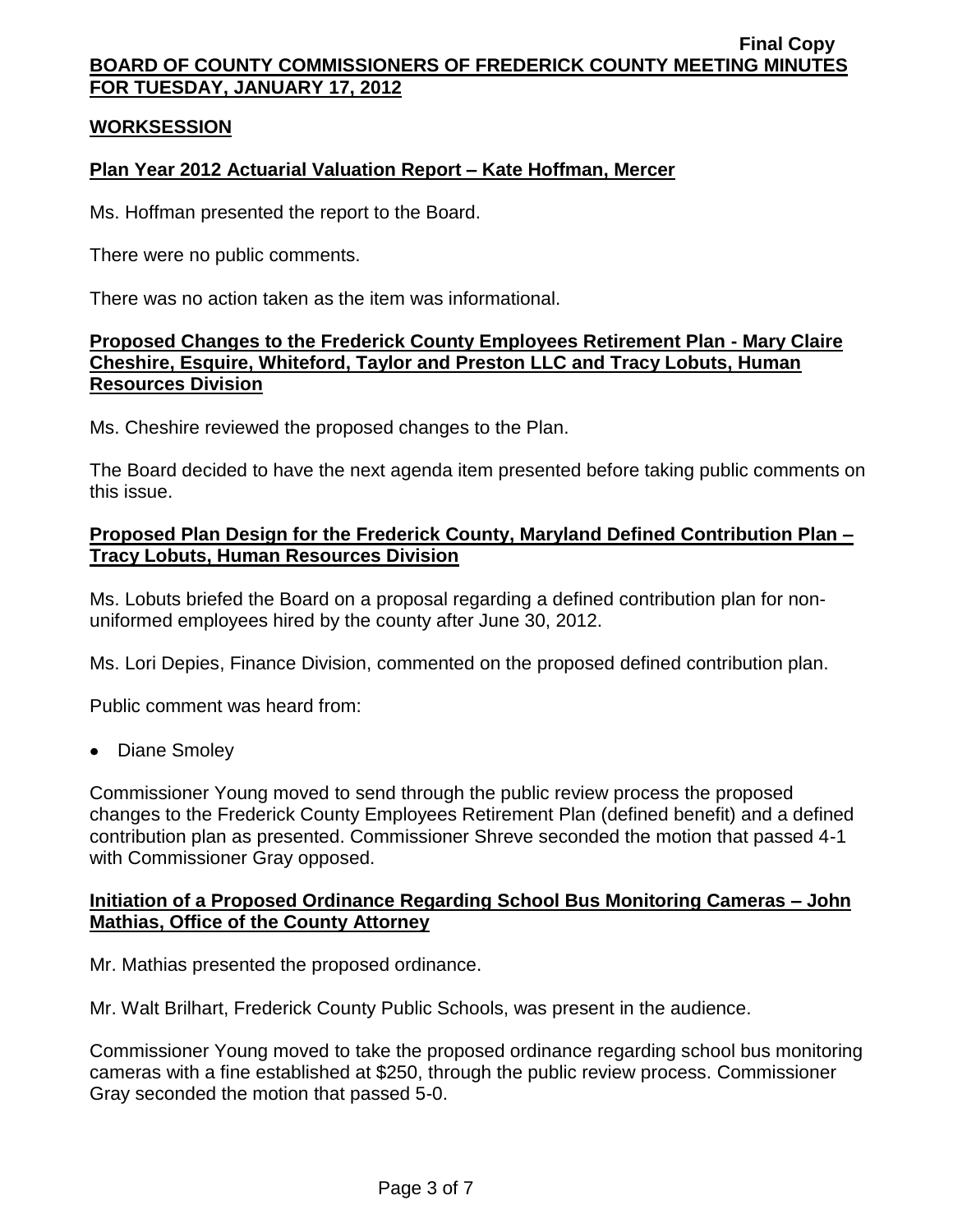## WORKSESSION

### Plan Year 2012 Actuarial Valuation Report – Kate Hoffman, Mercer

Ms. Hoffman presented the report to the Board.

There were no public comments.

There was no action taken as the item was informational.

### Proposed Changes to the Frederick County Employees Retirement Plan - Mary Claire Cheshire, Esquire, Whiteford, Taylor and Preston LLC and Tracy Lobuts, Human Resources Division

Ms. Cheshire reviewed the proposed changes to the Plan.

The Board decided to have the next agenda item presented before taking public comments on this issue.

### Proposed Plan Design for the Frederick County, Maryland Defined Contribution Plan – Tracy Lobuts, Human Resources Division

Ms. Lobuts briefed the Board on a proposal regarding a defined contribution plan for non-uniformed employees hired by the county after June 30, 2012.

Ms. Lori Depies, Finance Division, commented on the proposed defined contribution plan.

Public comment was heard from:

- Diane Smoley

Commissioner Young moved to send through the public review process the proposed changes to the Frederick County Employees Retirement Plan (defined benefit) and a defined contribution plan as presented. Commissioner Shreve seconded the motion that passed 4-1 with Commissioner Gray opposed.

### Initiation of a Proposed Ordinance Regarding School Bus Monitoring Cameras – John Mathias, Office of the County Attorney

Mr. Mathias presented the proposed ordinance.

Mr. Walt Brilhart, Frederick County Public Schools, was present in the audience.

Commissioner Young moved to take the proposed ordinance regarding school bus monitoring cameras with a fine established at $250, through the public review process. Commissioner Gray seconded the motion that passed 5-0.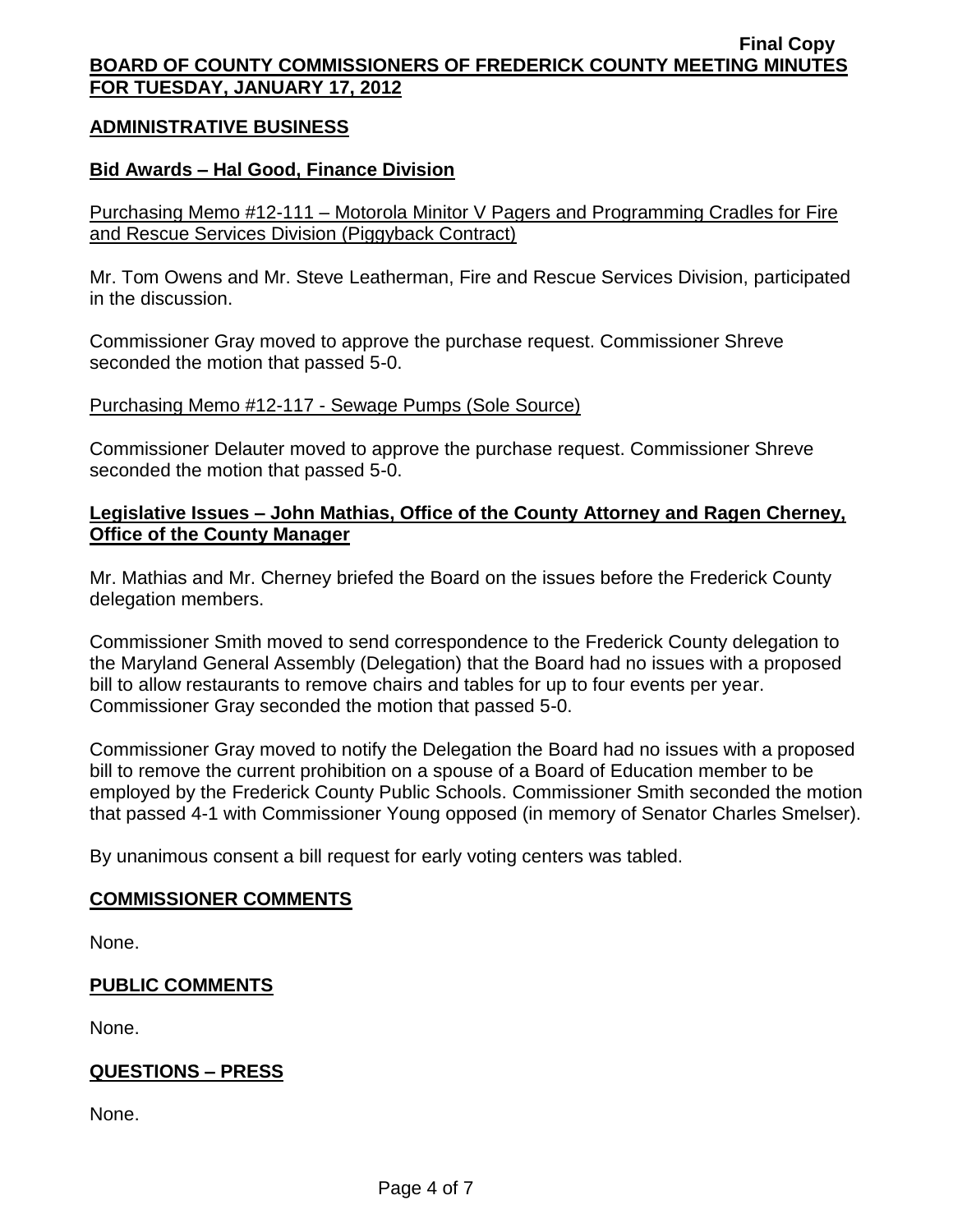## ADMINISTRATIVE BUSINESS

### Bid Awards – Hal Good, Finance Division

Purchasing Memo #12-111 – Motorola Minitor V Pagers and Programming Cradles for Fire and Rescue Services Division (Piggyback Contract)

Mr. Tom Owens and Mr. Steve Leatherman, Fire and Rescue Services Division, participated in the discussion.

Commissioner Gray moved to approve the purchase request. Commissioner Shreve seconded the motion that passed 5-0.

Purchasing Memo #12-117 - Sewage Pumps (Sole Source)

Commissioner Delauter moved to approve the purchase request. Commissioner Shreve seconded the motion that passed 5-0.

### Legislative Issues – John Mathias, Office of the County Attorney and Ragen Cherney, Office of the County Manager

Mr. Mathias and Mr. Cherney briefed the Board on the issues before the Frederick County delegation members.

Commissioner Smith moved to send correspondence to the Frederick County delegation to the Maryland General Assembly (Delegation) that the Board had no issues with a proposed bill to allow restaurants to remove chairs and tables for up to four events per year. Commissioner Gray seconded the motion that passed 5-0.

Commissioner Gray moved to notify the Delegation the Board had no issues with a proposed bill to remove the current prohibition on a spouse of a Board of Education member to be employed by the Frederick County Public Schools. Commissioner Smith seconded the motion that passed 4-1 with Commissioner Young opposed (in memory of Senator Charles Smelser).

By unanimous consent a bill request for early voting centers was tabled.

## COMMISSIONER COMMENTS

None.

## PUBLIC COMMENTS

None.

## QUESTIONS – PRESS

None.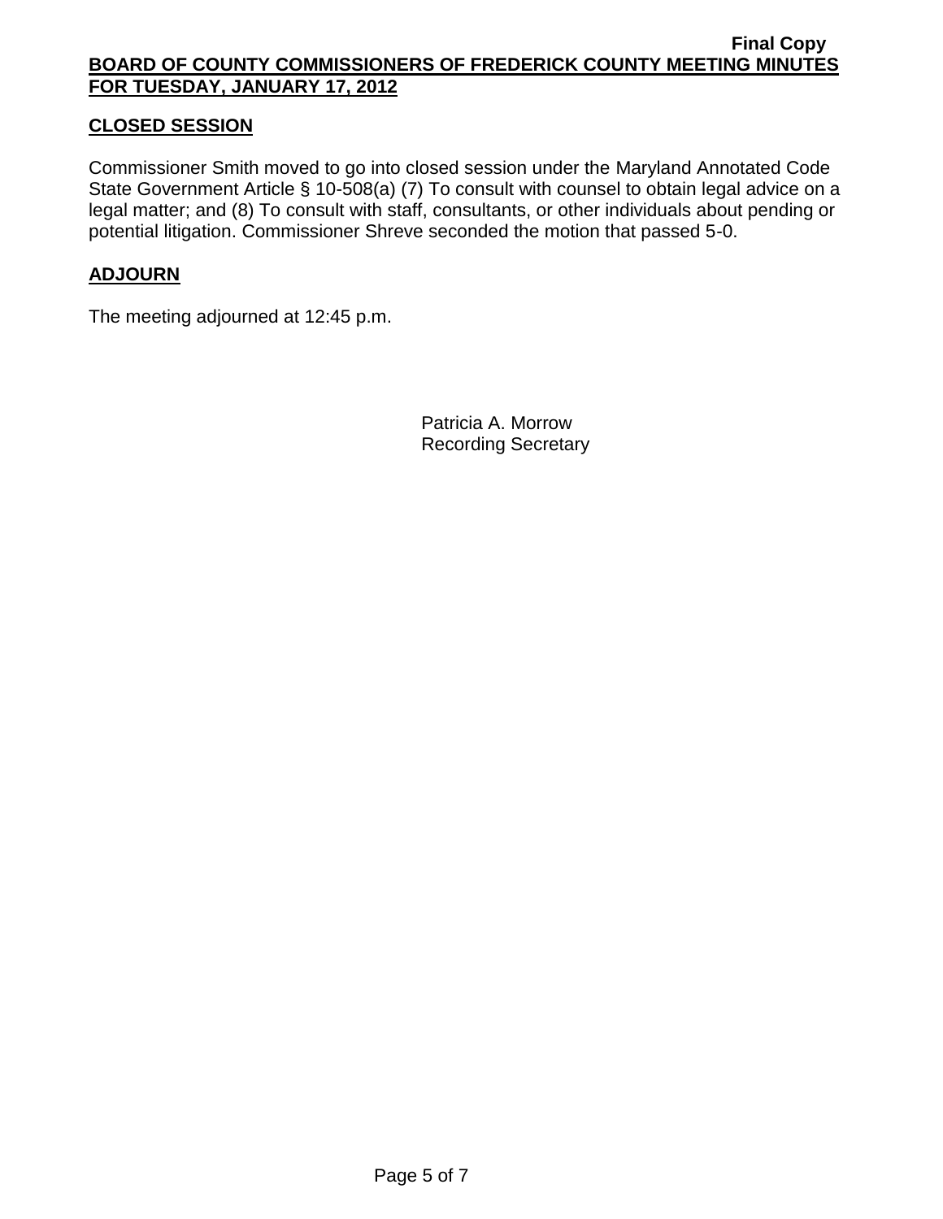## CLOSED SESSION

Commissioner Smith moved to go into closed session under the Maryland Annotated Code State Government Article § 10-508(a) (7) To consult with counsel to obtain legal advice on a legal matter; and (8) To consult with staff, consultants, or other individuals about pending or potential litigation. Commissioner Shreve seconded the motion that passed 5-0.

## ADJOURN

The meeting adjourned at 12:45 p.m.

Patricia A. Morrow
Recording Secretary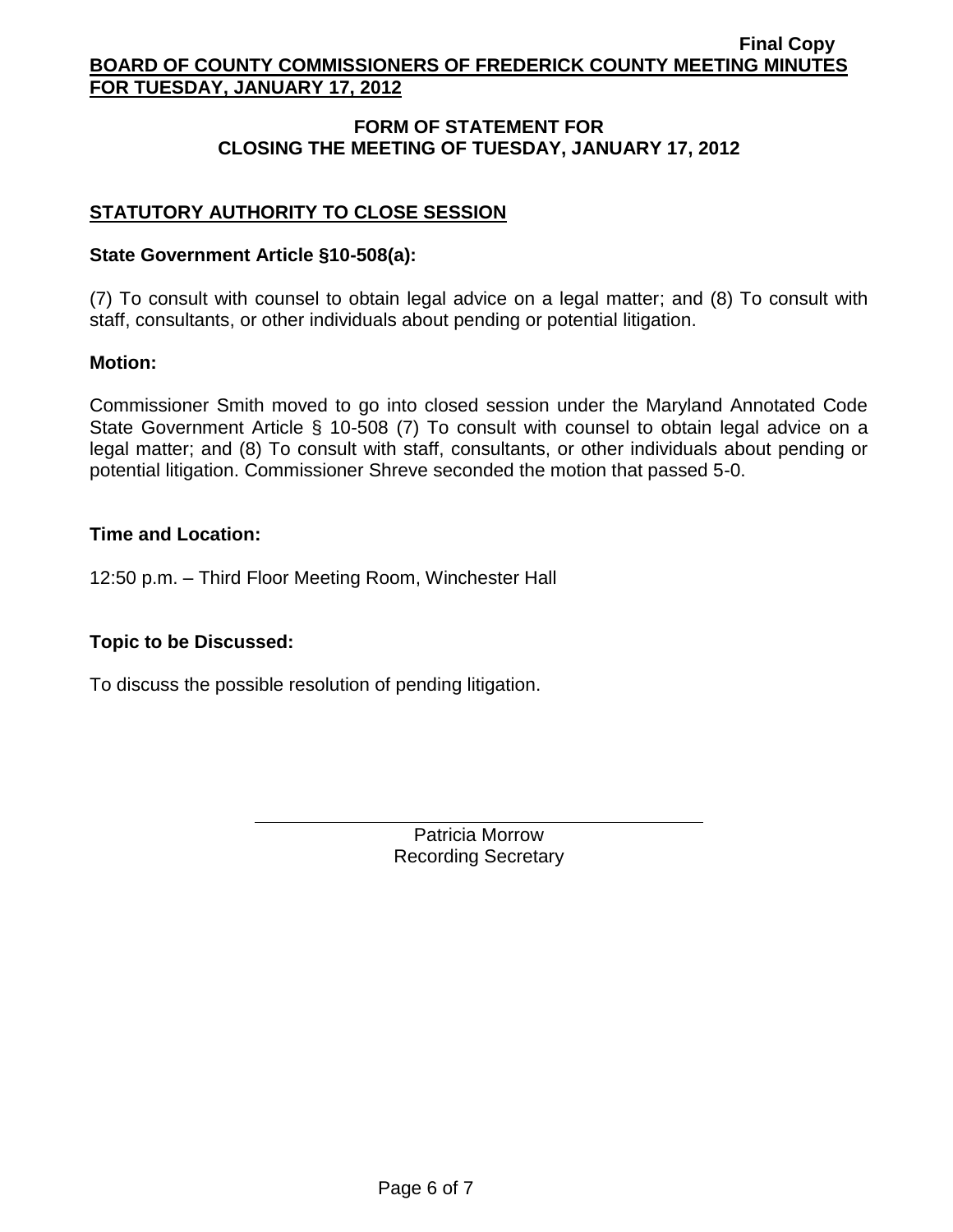## FORM OF STATEMENT FOR CLOSING THE MEETING OF TUESDAY, JANUARY 17, 2012

### STATUTORY AUTHORITY TO CLOSE SESSION

**State Government Article §10-508(a):**

(7) To consult with counsel to obtain legal advice on a legal matter; and (8) To consult with staff, consultants, or other individuals about pending or potential litigation.

**Motion:**

Commissioner Smith moved to go into closed session under the Maryland Annotated Code State Government Article § 10-508 (7) To consult with counsel to obtain legal advice on a legal matter; and (8) To consult with staff, consultants, or other individuals about pending or potential litigation. Commissioner Shreve seconded the motion that passed 5-0.

**Time and Location:**

12:50 p.m. – Third Floor Meeting Room, Winchester Hall

**Topic to be Discussed:**

To discuss the possible resolution of pending litigation.

Patricia Morrow
Recording Secretary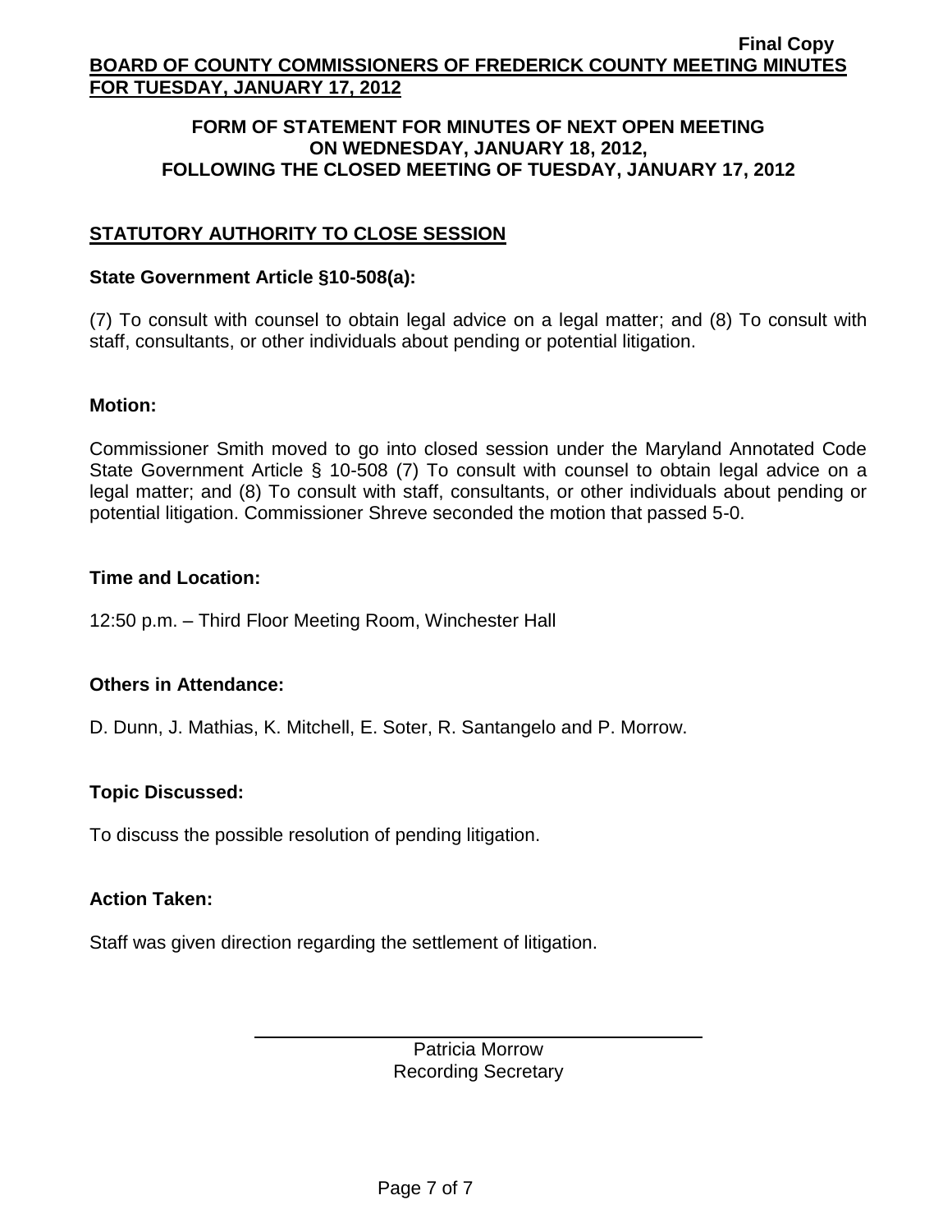**FORM OF STATEMENT FOR MINUTES OF NEXT OPEN MEETING ON WEDNESDAY, JANUARY 18, 2012, FOLLOWING THE CLOSED MEETING OF TUESDAY, JANUARY 17, 2012**

## STATUTORY AUTHORITY TO CLOSE SESSION

**State Government Article §10-508(a):**

(7) To consult with counsel to obtain legal advice on a legal matter; and (8) To consult with staff, consultants, or other individuals about pending or potential litigation.

**Motion:**

Commissioner Smith moved to go into closed session under the Maryland Annotated Code State Government Article § 10-508 (7) To consult with counsel to obtain legal advice on a legal matter; and (8) To consult with staff, consultants, or other individuals about pending or potential litigation. Commissioner Shreve seconded the motion that passed 5-0.

**Time and Location:**

12:50 p.m. – Third Floor Meeting Room, Winchester Hall

**Others in Attendance:**

D. Dunn, J. Mathias, K. Mitchell, E. Soter, R. Santangelo and P. Morrow.

**Topic Discussed:**

To discuss the possible resolution of pending litigation.

**Action Taken:**

Staff was given direction regarding the settlement of litigation.

Patricia Morrow
Recording Secretary